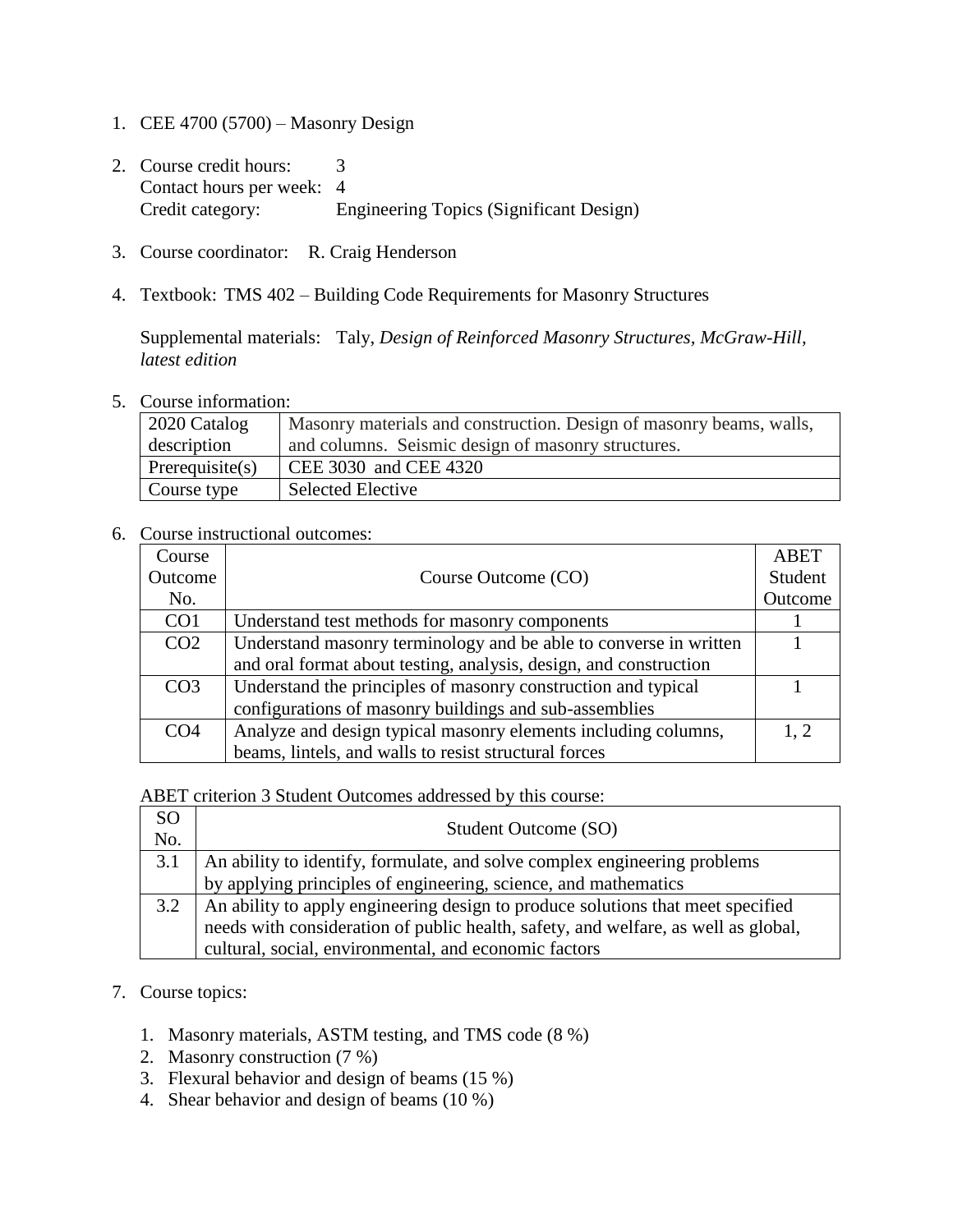1. CEE 4700 (5700) – Masonry Design

2. Course credit hours: 3
   Contact hours per week: 4
   Credit category: Engineering Topics (Significant Design)

3. Course coordinator: R. Craig Henderson

4. Textbook: TMS 402 – Building Code Requirements for Masonry Structures

   Supplemental materials: Taly, *Design of Reinforced Masonry Structures, McGraw-Hill, latest edition*

5. Course information:

| 2020 Catalog description | Masonry materials and construction. Design of masonry beams, walls, and columns. Seismic design of masonry structures. |
|---|---|
| Prerequisite(s) | CEE 3030 and CEE 4320 |
| Course type | Selected Elective |

6. Course instructional outcomes:

| Course Outcome No. | Course Outcome (CO) | ABET Student Outcome |
|---|---|---|
| CO1 | Understand test methods for masonry components | 1 |
| CO2 | Understand masonry terminology and be able to converse in written and oral format about testing, analysis, design, and construction | 1 |
| CO3 | Understand the principles of masonry construction and typical configurations of masonry buildings and sub-assemblies | 1 |
| CO4 | Analyze and design typical masonry elements including columns, beams, lintels, and walls to resist structural forces | 1, 2 |

ABET criterion 3 Student Outcomes addressed by this course:

| SO No. | Student Outcome (SO) |
|---|---|
| 3.1 | An ability to identify, formulate, and solve complex engineering problems by applying principles of engineering, science, and mathematics |
| 3.2 | An ability to apply engineering design to produce solutions that meet specified needs with consideration of public health, safety, and welfare, as well as global, cultural, social, environmental, and economic factors |

7. Course topics:

   1. Masonry materials, ASTM testing, and TMS code (8 %)
   2. Masonry construction (7 %)
   3. Flexural behavior and design of beams (15 %)
   4. Shear behavior and design of beams (10 %)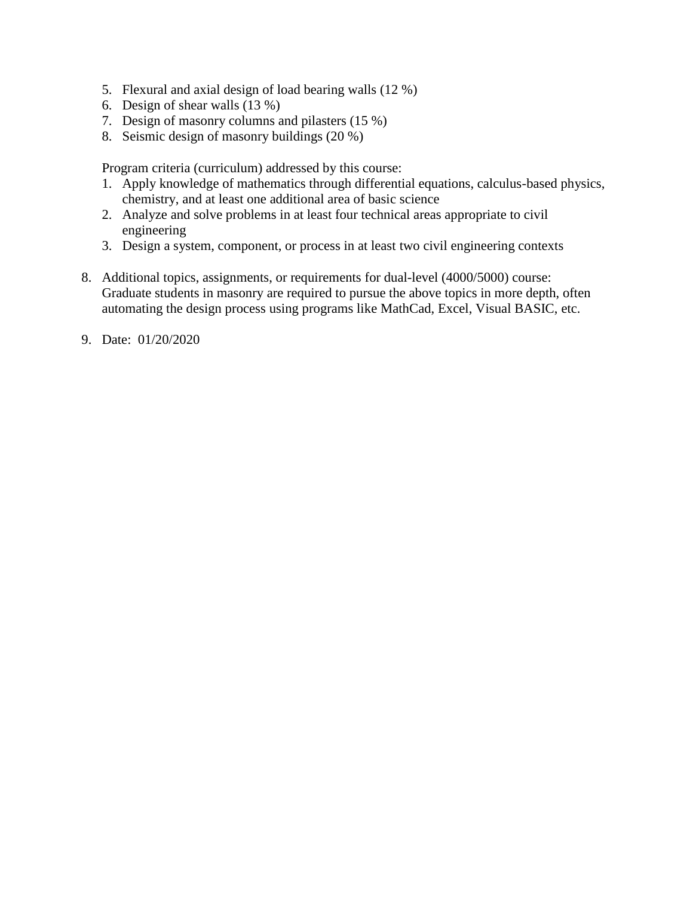5. Flexural and axial design of load bearing walls (12 %)
6. Design of shear walls (13 %)
7. Design of masonry columns and pilasters (15 %)
8. Seismic design of masonry buildings (20 %)

   Program criteria (curriculum) addressed by this course:

   1. Apply knowledge of mathematics through differential equations, calculus-based physics, chemistry, and at least one additional area of basic science
   2. Analyze and solve problems in at least four technical areas appropriate to civil engineering
   3. Design a system, component, or process in at least two civil engineering contexts

8. Additional topics, assignments, or requirements for dual-level (4000/5000) course: Graduate students in masonry are required to pursue the above topics in more depth, often automating the design process using programs like MathCad, Excel, Visual BASIC, etc.

9. Date: 01/20/2020